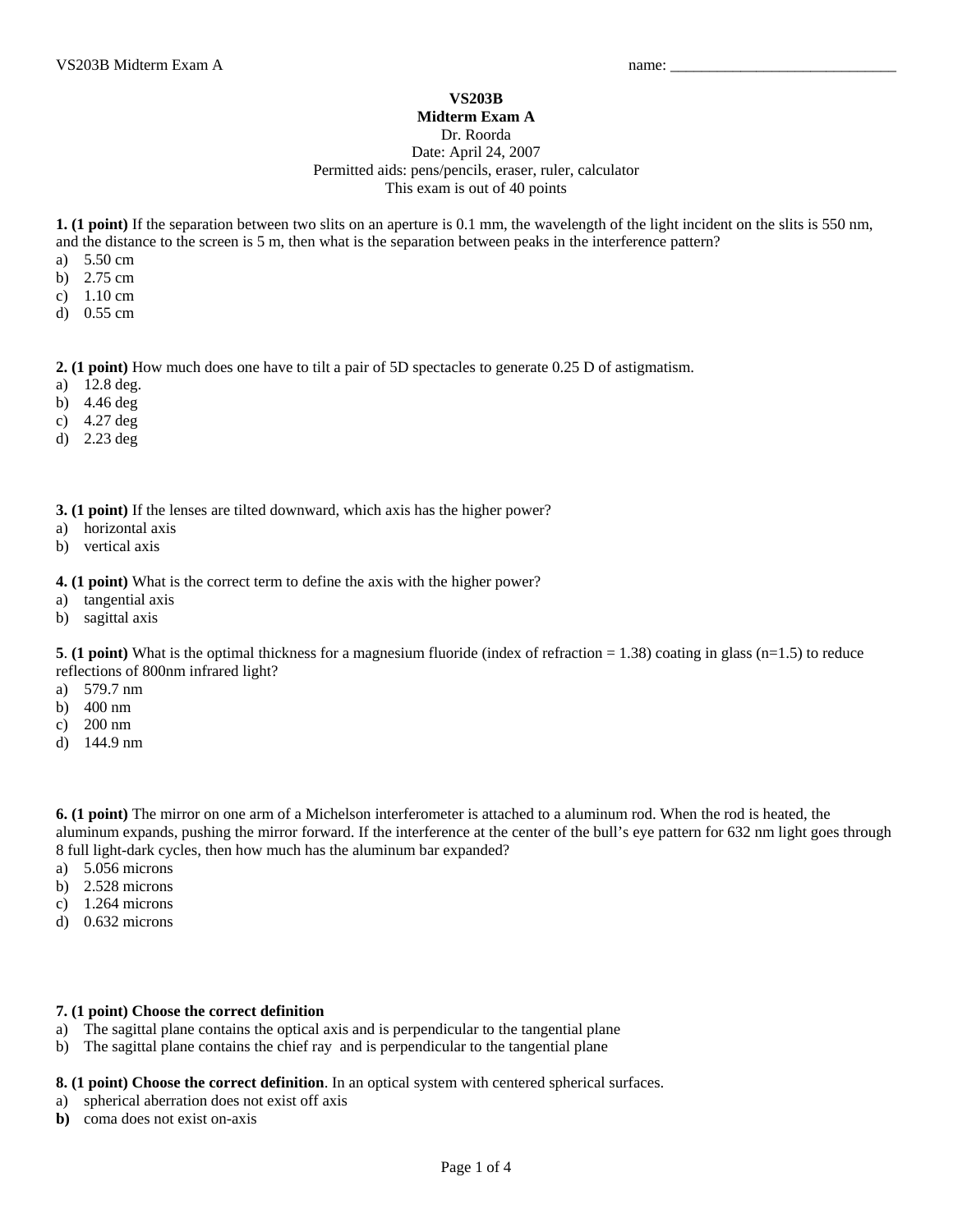name: ______________________________

**VS203B**
**Midterm Exam A**
Dr. Roorda
Date: April 24, 2007
Permitted aids: pens/pencils, eraser, ruler, calculator
This exam is out of 40 points

**1. (1 point)** If the separation between two slits on an aperture is 0.1 mm, the wavelength of the light incident on the slits is 550 nm, and the distance to the screen is 5 m, then what is the separation between peaks in the interference pattern?

a) 5.50 cm
b) 2.75 cm
c) 1.10 cm
d) 0.55 cm

**2. (1 point)** How much does one have to tilt a pair of 5D spectacles to generate 0.25 D of astigmatism.

a) 12.8 deg.
b) 4.46 deg
c) 4.27 deg
d) 2.23 deg

**3. (1 point)** If the lenses are tilted downward, which axis has the higher power?

a) horizontal axis
b) vertical axis

**4. (1 point)** What is the correct term to define the axis with the higher power?

a) tangential axis
b) sagittal axis

**5**. **(1 point)** What is the optimal thickness for a magnesium fluoride (index of refraction = 1.38) coating in glass (n=1.5) to reduce reflections of 800nm infrared light?

a) 579.7 nm
b) 400 nm
c) 200 nm
d) 144.9 nm

**6. (1 point)** The mirror on one arm of a Michelson interferometer is attached to a aluminum rod. When the rod is heated, the aluminum expands, pushing the mirror forward. If the interference at the center of the bull's eye pattern for 632 nm light goes through 8 full light-dark cycles, then how much has the aluminum bar expanded?

a) 5.056 microns
b) 2.528 microns
c) 1.264 microns
d) 0.632 microns

**7. (1 point) Choose the correct definition**

a) The sagittal plane contains the optical axis and is perpendicular to the tangential plane
b) The sagittal plane contains the chief ray and is perpendicular to the tangential plane

**8. (1 point) Choose the correct definition**. In an optical system with centered spherical surfaces.

a) spherical aberration does not exist off axis
**b)** coma does not exist on-axis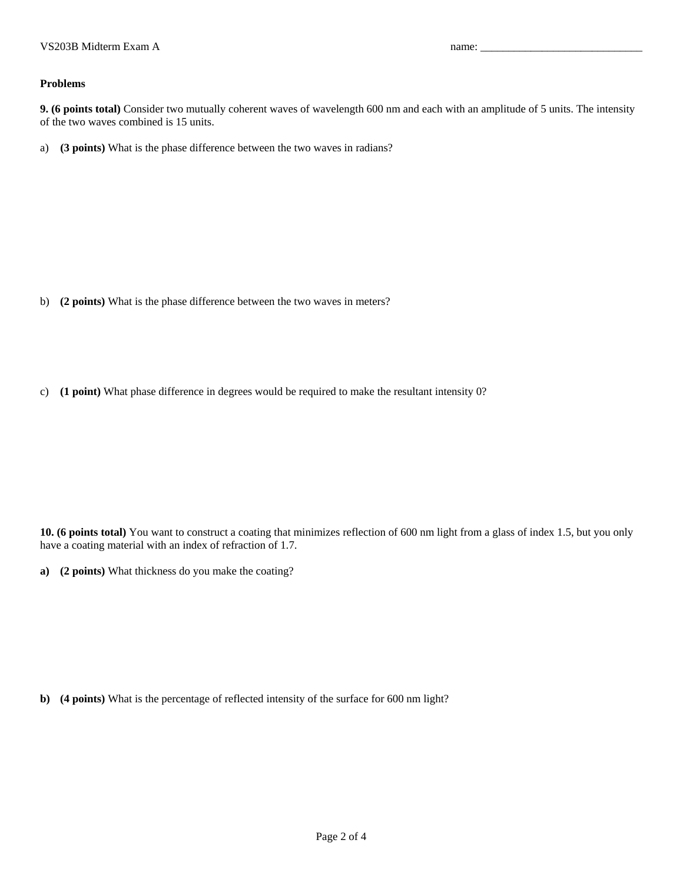**Problems**

**9. (6 points total)** Consider two mutually coherent waves of wavelength 600 nm and each with an amplitude of 5 units. The intensity of the two waves combined is 15 units.

a) **(3 points)** What is the phase difference between the two waves in radians?

b) **(2 points)** What is the phase difference between the two waves in meters?

c) **(1 point)** What phase difference in degrees would be required to make the resultant intensity 0?

**10. (6 points total)** You want to construct a coating that minimizes reflection of 600 nm light from a glass of index 1.5, but you only have a coating material with an index of refraction of 1.7.

**a) (2 points)** What thickness do you make the coating?

**b) (4 points)** What is the percentage of reflected intensity of the surface for 600 nm light?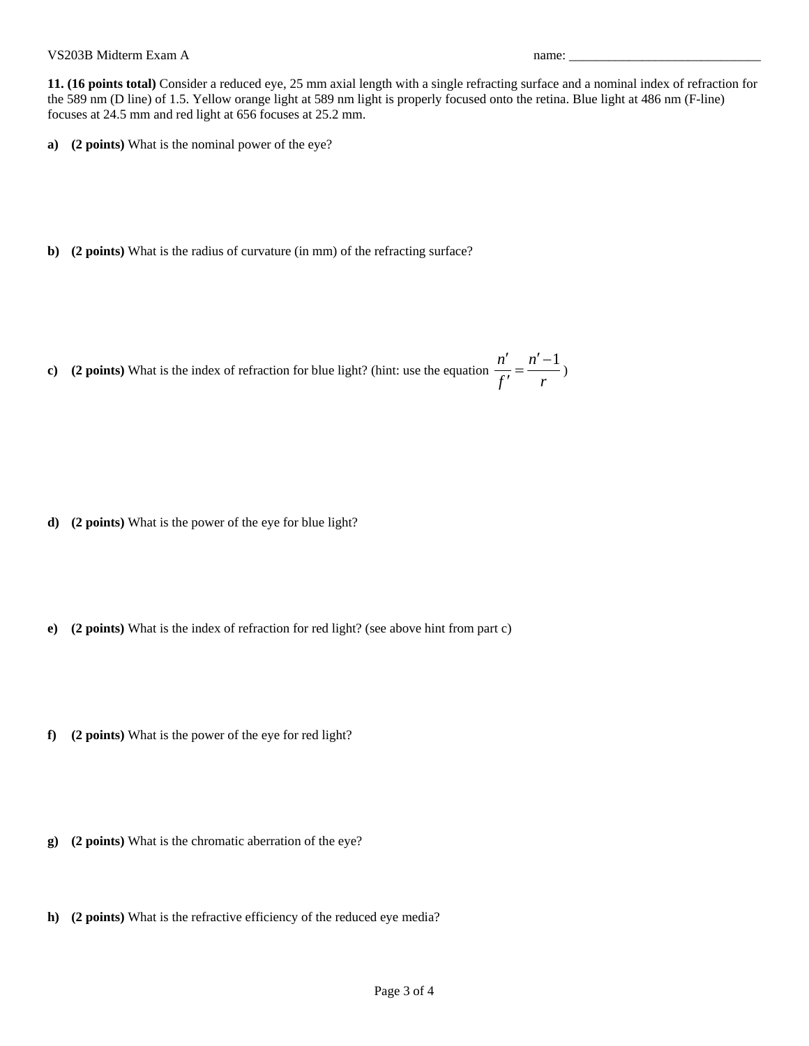**11. (16 points total)** Consider a reduced eye, 25 mm axial length with a single refracting surface and a nominal index of refraction for the 589 nm (D line) of 1.5. Yellow orange light at 589 nm light is properly focused onto the retina. Blue light at 486 nm (F-line) focuses at 24.5 mm and red light at 656 focuses at 25.2 mm.

**a) (2 points)** What is the nominal power of the eye?

**b) (2 points)** What is the radius of curvature (in mm) of the refracting surface?

**c) (2 points)** What is the index of refraction for blue light? (hint: use the equation $\frac{n'}{f'} = \frac{n'-1}{r}$)

**d) (2 points)** What is the power of the eye for blue light?

**e) (2 points)** What is the index of refraction for red light? (see above hint from part c)

**f) (2 points)** What is the power of the eye for red light?

**g) (2 points)** What is the chromatic aberration of the eye?

**h) (2 points)** What is the refractive efficiency of the reduced eye media?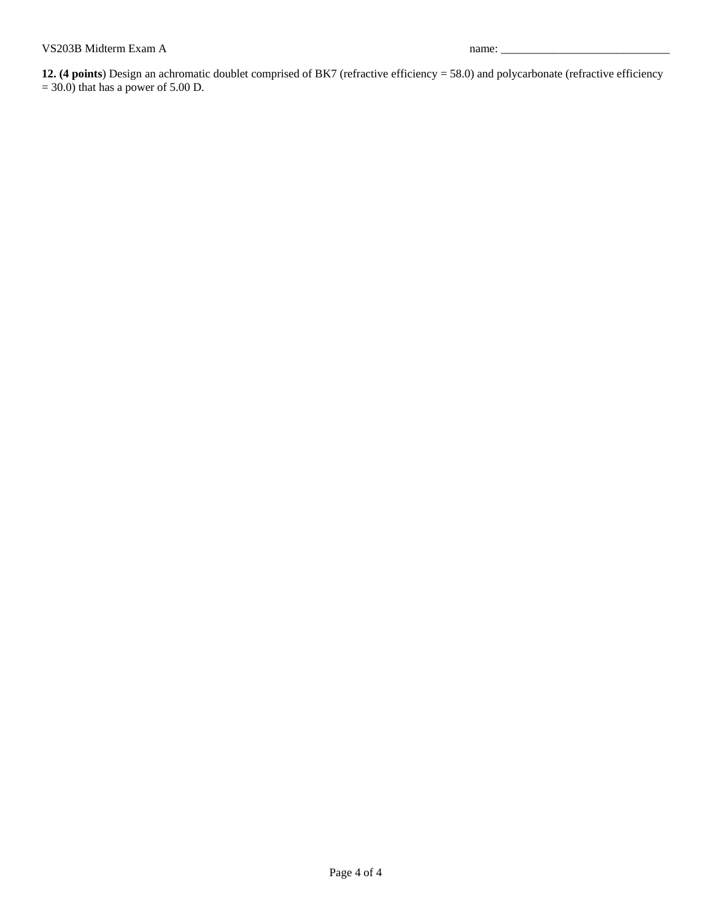**12. (4 points**) Design an achromatic doublet comprised of BK7 (refractive efficiency = 58.0) and polycarbonate (refractive efficiency = 30.0) that has a power of 5.00 D.